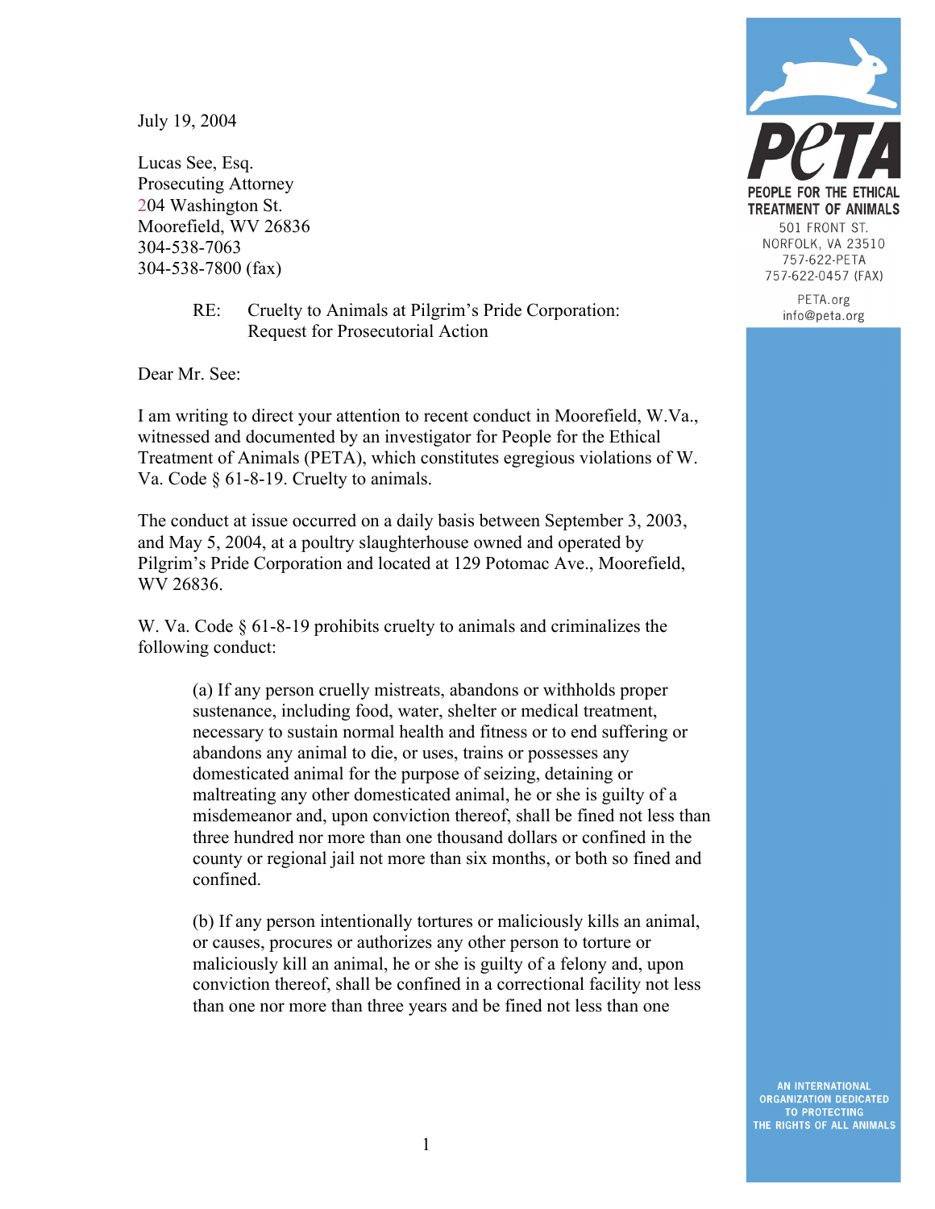July 19, 2004

Lucas See, Esq.
Prosecuting Attorney
204 Washington St.
Moorefield, WV 26836
304-538-7063
304-538-7800 (fax)

**PeTA**
PEOPLE FOR THE ETHICAL TREATMENT OF ANIMALS
501 FRONT ST.
NORFOLK, VA 23510
757-622-PETA
757-622-0457 (FAX)
PETA.org
info@peta.org

RE: Cruelty to Animals at Pilgrim's Pride Corporation: Request for Prosecutorial Action

Dear Mr. See:

I am writing to direct your attention to recent conduct in Moorefield, W.Va., witnessed and documented by an investigator for People for the Ethical Treatment of Animals (PETA), which constitutes egregious violations of W. Va. Code § 61-8-19. Cruelty to animals.

The conduct at issue occurred on a daily basis between September 3, 2003, and May 5, 2004, at a poultry slaughterhouse owned and operated by Pilgrim's Pride Corporation and located at 129 Potomac Ave., Moorefield, WV 26836.

W. Va. Code § 61-8-19 prohibits cruelty to animals and criminalizes the following conduct:

> (a) If any person cruelly mistreats, abandons or withholds proper sustenance, including food, water, shelter or medical treatment, necessary to sustain normal health and fitness or to end suffering or abandons any animal to die, or uses, trains or possesses any domesticated animal for the purpose of seizing, detaining or maltreating any other domesticated animal, he or she is guilty of a misdemeanor and, upon conviction thereof, shall be fined not less than three hundred nor more than one thousand dollars or confined in the county or regional jail not more than six months, or both so fined and confined.
>
> (b) If any person intentionally tortures or maliciously kills an animal, or causes, procures or authorizes any other person to torture or maliciously kill an animal, he or she is guilty of a felony and, upon conviction thereof, shall be confined in a correctional facility not less than one nor more than three years and be fined not less than one

AN INTERNATIONAL ORGANIZATION DEDICATED TO PROTECTING THE RIGHTS OF ALL ANIMALS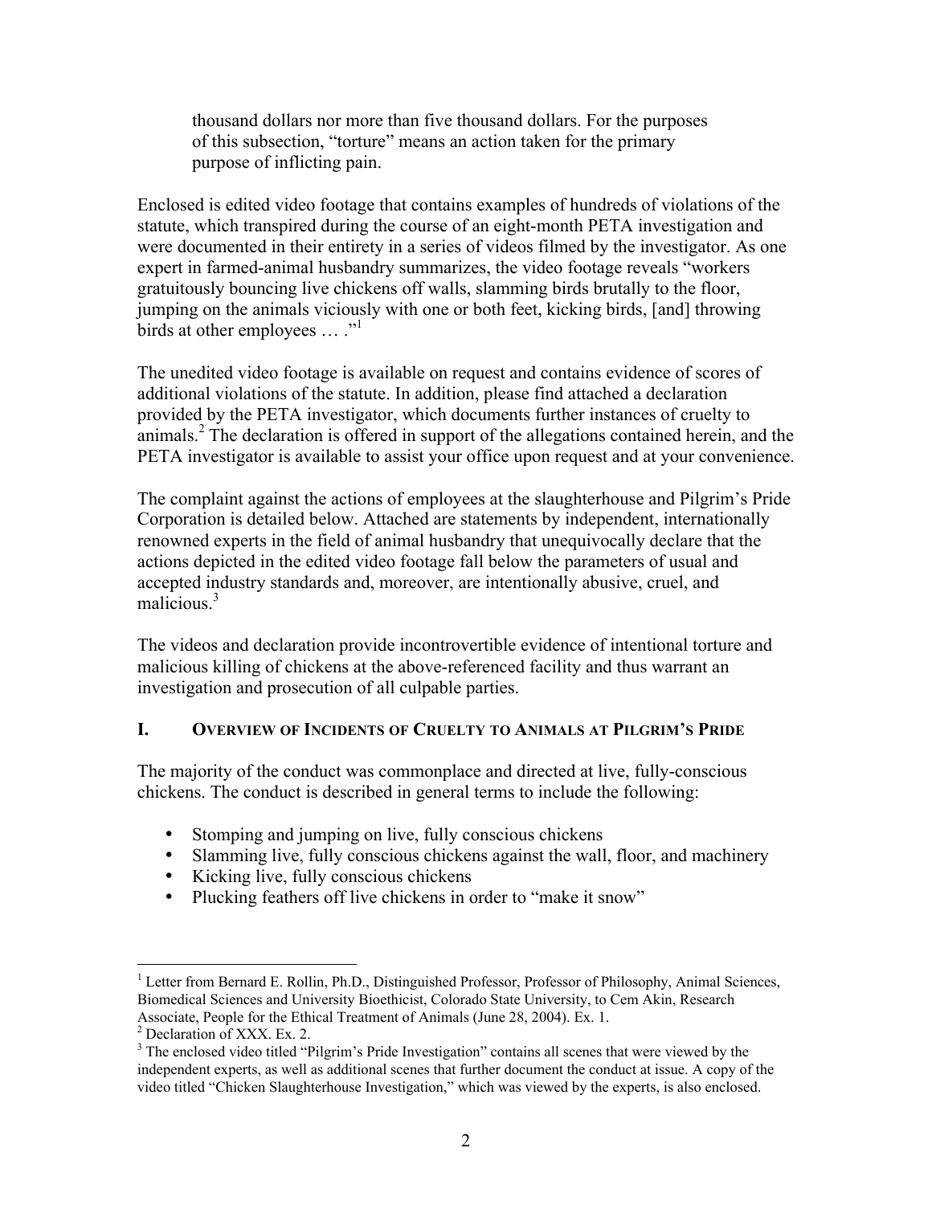> thousand dollars nor more than five thousand dollars. For the purposes of this subsection, "torture" means an action taken for the primary purpose of inflicting pain.

Enclosed is edited video footage that contains examples of hundreds of violations of the statute, which transpired during the course of an eight-month PETA investigation and were documented in their entirety in a series of videos filmed by the investigator. As one expert in farmed-animal husbandry summarizes, the video footage reveals "workers gratuitously bouncing live chickens off walls, slamming birds brutally to the floor, jumping on the animals viciously with one or both feet, kicking birds, [and] throwing birds at other employees … ."[1]

The unedited video footage is available on request and contains evidence of scores of additional violations of the statute. In addition, please find attached a declaration provided by the PETA investigator, which documents further instances of cruelty to animals.[2] The declaration is offered in support of the allegations contained herein, and the PETA investigator is available to assist your office upon request and at your convenience.

The complaint against the actions of employees at the slaughterhouse and Pilgrim's Pride Corporation is detailed below. Attached are statements by independent, internationally renowned experts in the field of animal husbandry that unequivocally declare that the actions depicted in the edited video footage fall below the parameters of usual and accepted industry standards and, moreover, are intentionally abusive, cruel, and malicious.[3]

The videos and declaration provide incontrovertible evidence of intentional torture and malicious killing of chickens at the above-referenced facility and thus warrant an investigation and prosecution of all culpable parties.

## I. Overview of Incidents of Cruelty to Animals at Pilgrim's Pride

The majority of the conduct was commonplace and directed at live, fully-conscious chickens. The conduct is described in general terms to include the following:

- Stomping and jumping on live, fully conscious chickens
- Slamming live, fully conscious chickens against the wall, floor, and machinery
- Kicking live, fully conscious chickens
- Plucking feathers off live chickens in order to "make it snow"

---

[1] Letter from Bernard E. Rollin, Ph.D., Distinguished Professor, Professor of Philosophy, Animal Sciences, Biomedical Sciences and University Bioethicist, Colorado State University, to Cem Akin, Research Associate, People for the Ethical Treatment of Animals (June 28, 2004). Ex. 1.

[2] Declaration of XXX. Ex. 2.

[3] The enclosed video titled "Pilgrim's Pride Investigation" contains all scenes that were viewed by the independent experts, as well as additional scenes that further document the conduct at issue. A copy of the video titled "Chicken Slaughterhouse Investigation," which was viewed by the experts, is also enclosed.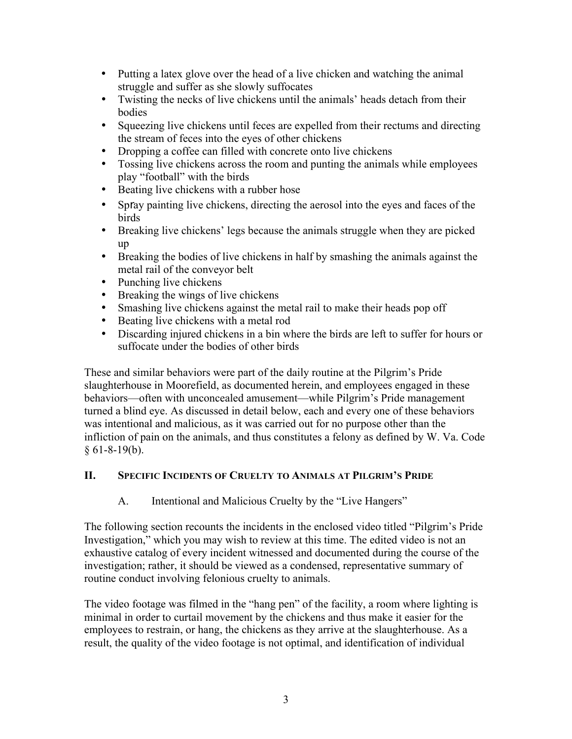- Putting a latex glove over the head of a live chicken and watching the animal struggle and suffer as she slowly suffocates
- Twisting the necks of live chickens until the animals' heads detach from their bodies
- Squeezing live chickens until feces are expelled from their rectums and directing the stream of feces into the eyes of other chickens
- Dropping a coffee can filled with concrete onto live chickens
- Tossing live chickens across the room and punting the animals while employees play "football" with the birds
- Beating live chickens with a rubber hose
- Spray painting live chickens, directing the aerosol into the eyes and faces of the birds
- Breaking live chickens' legs because the animals struggle when they are picked up
- Breaking the bodies of live chickens in half by smashing the animals against the metal rail of the conveyor belt
- Punching live chickens
- Breaking the wings of live chickens
- Smashing live chickens against the metal rail to make their heads pop off
- Beating live chickens with a metal rod
- Discarding injured chickens in a bin where the birds are left to suffer for hours or suffocate under the bodies of other birds

These and similar behaviors were part of the daily routine at the Pilgrim's Pride slaughterhouse in Moorefield, as documented herein, and employees engaged in these behaviors—often with unconcealed amusement—while Pilgrim's Pride management turned a blind eye. As discussed in detail below, each and every one of these behaviors was intentional and malicious, as it was carried out for no purpose other than the infliction of pain on the animals, and thus constitutes a felony as defined by W. Va. Code § 61-8-19(b).

## II. Specific Incidents of Cruelty to Animals at Pilgrim's Pride

### A. Intentional and Malicious Cruelty by the "Live Hangers"

The following section recounts the incidents in the enclosed video titled "Pilgrim's Pride Investigation," which you may wish to review at this time. The edited video is not an exhaustive catalog of every incident witnessed and documented during the course of the investigation; rather, it should be viewed as a condensed, representative summary of routine conduct involving felonious cruelty to animals.

The video footage was filmed in the "hang pen" of the facility, a room where lighting is minimal in order to curtail movement by the chickens and thus make it easier for the employees to restrain, or hang, the chickens as they arrive at the slaughterhouse. As a result, the quality of the video footage is not optimal, and identification of individual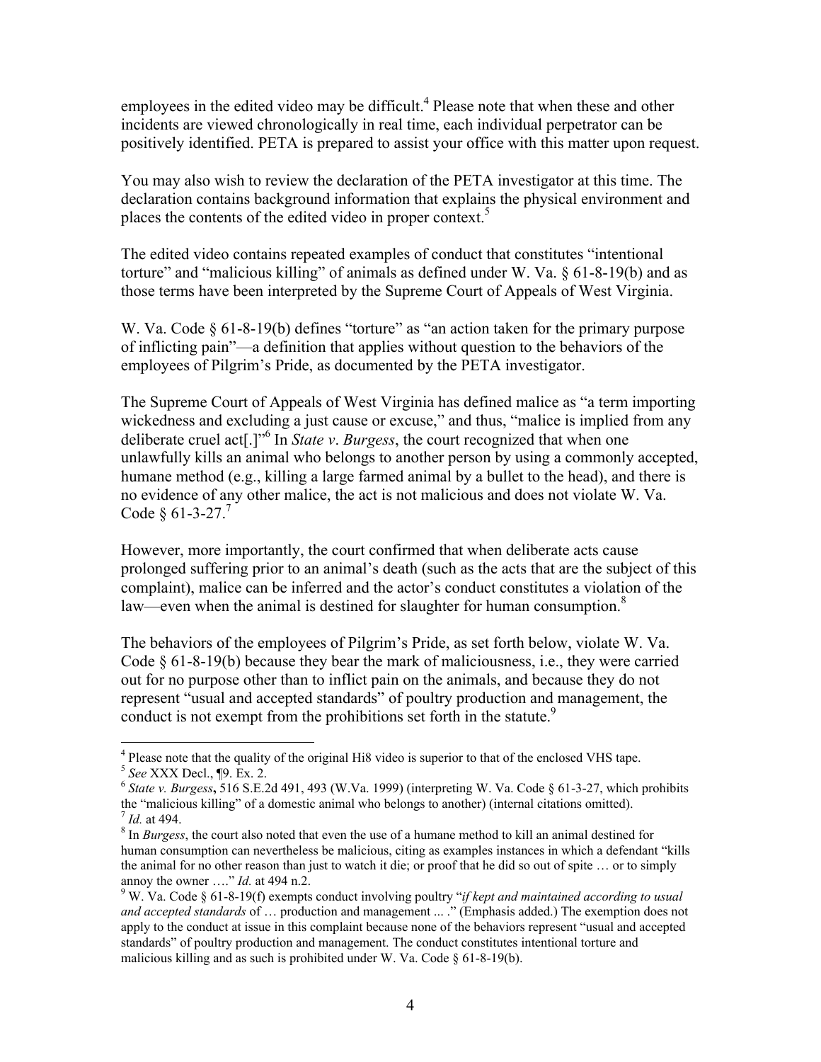employees in the edited video may be difficult.[4] Please note that when these and other incidents are viewed chronologically in real time, each individual perpetrator can be positively identified. PETA is prepared to assist your office with this matter upon request.

You may also wish to review the declaration of the PETA investigator at this time. The declaration contains background information that explains the physical environment and places the contents of the edited video in proper context.[5]

The edited video contains repeated examples of conduct that constitutes "intentional torture" and "malicious killing" of animals as defined under W. Va. § 61-8-19(b) and as those terms have been interpreted by the Supreme Court of Appeals of West Virginia.

W. Va. Code § 61-8-19(b) defines "torture" as "an action taken for the primary purpose of inflicting pain"—a definition that applies without question to the behaviors of the employees of Pilgrim's Pride, as documented by the PETA investigator.

The Supreme Court of Appeals of West Virginia has defined malice as "a term importing wickedness and excluding a just cause or excuse," and thus, "malice is implied from any deliberate cruel act[.]"[6] In *State v. Burgess*, the court recognized that when one unlawfully kills an animal who belongs to another person by using a commonly accepted, humane method (e.g., killing a large farmed animal by a bullet to the head), and there is no evidence of any other malice, the act is not malicious and does not violate W. Va. Code § 61-3-27.[7]

However, more importantly, the court confirmed that when deliberate acts cause prolonged suffering prior to an animal's death (such as the acts that are the subject of this complaint), malice can be inferred and the actor's conduct constitutes a violation of the law—even when the animal is destined for slaughter for human consumption.[8]

The behaviors of the employees of Pilgrim's Pride, as set forth below, violate W. Va. Code § 61-8-19(b) because they bear the mark of maliciousness, i.e., they were carried out for no purpose other than to inflict pain on the animals, and because they do not represent "usual and accepted standards" of poultry production and management, the conduct is not exempt from the prohibitions set forth in the statute.[9]

---

[4] Please note that the quality of the original Hi8 video is superior to that of the enclosed VHS tape.

[5] *See* XXX Decl., ¶9. Ex. 2.

[6] *State v. Burgess***,** 516 S.E.2d 491, 493 (W.Va. 1999) (interpreting W. Va. Code § 61-3-27, which prohibits the "malicious killing" of a domestic animal who belongs to another) (internal citations omitted).

[7] *Id.* at 494.

[8] In *Burgess*, the court also noted that even the use of a humane method to kill an animal destined for human consumption can nevertheless be malicious, citing as examples instances in which a defendant "kills the animal for no other reason than just to watch it die; or proof that he did so out of spite … or to simply annoy the owner …." *Id.* at 494 n.2.

[9] W. Va. Code § 61-8-19(f) exempts conduct involving poultry "*if kept and maintained according to usual and accepted standards* of … production and management ... ." (Emphasis added.) The exemption does not apply to the conduct at issue in this complaint because none of the behaviors represent "usual and accepted standards" of poultry production and management. The conduct constitutes intentional torture and malicious killing and as such is prohibited under W. Va. Code § 61-8-19(b).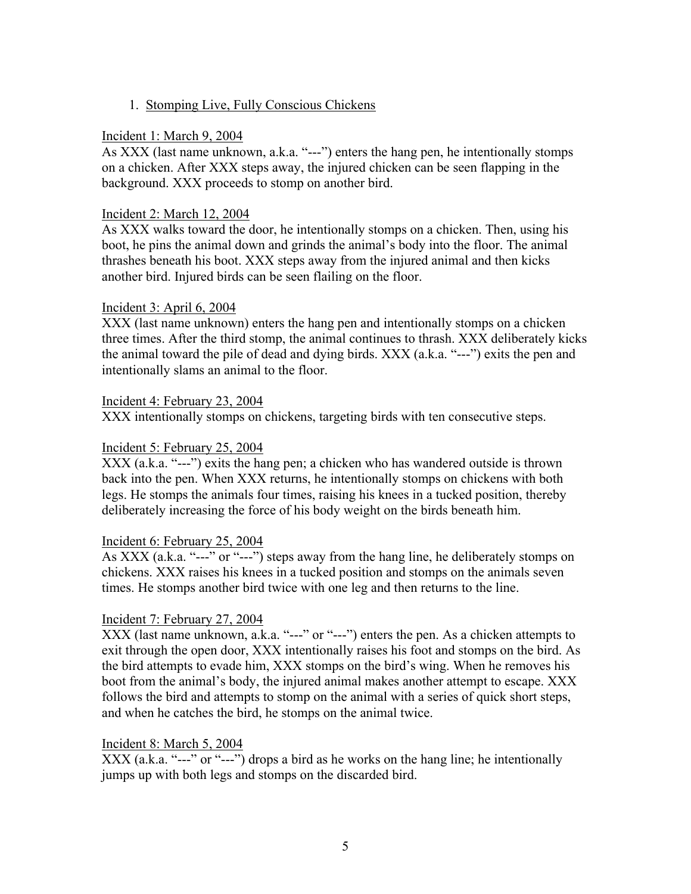1. <u>Stomping Live, Fully Conscious Chickens</u>

<u>Incident 1: March 9, 2004</u>
As XXX (last name unknown, a.k.a. "---") enters the hang pen, he intentionally stomps on a chicken. After XXX steps away, the injured chicken can be seen flapping in the background. XXX proceeds to stomp on another bird.

<u>Incident 2: March 12, 2004</u>
As XXX walks toward the door, he intentionally stomps on a chicken. Then, using his boot, he pins the animal down and grinds the animal's body into the floor. The animal thrashes beneath his boot. XXX steps away from the injured animal and then kicks another bird. Injured birds can be seen flailing on the floor.

<u>Incident 3: April 6, 2004</u>
XXX (last name unknown) enters the hang pen and intentionally stomps on a chicken three times. After the third stomp, the animal continues to thrash. XXX deliberately kicks the animal toward the pile of dead and dying birds. XXX (a.k.a. "---") exits the pen and intentionally slams an animal to the floor.

<u>Incident 4: February 23, 2004</u>
XXX intentionally stomps on chickens, targeting birds with ten consecutive steps.

<u>Incident 5: February 25, 2004</u>
XXX (a.k.a. "---") exits the hang pen; a chicken who has wandered outside is thrown back into the pen. When XXX returns, he intentionally stomps on chickens with both legs. He stomps the animals four times, raising his knees in a tucked position, thereby deliberately increasing the force of his body weight on the birds beneath him.

<u>Incident 6: February 25, 2004</u>
As XXX (a.k.a. "---" or "---") steps away from the hang line, he deliberately stomps on chickens. XXX raises his knees in a tucked position and stomps on the animals seven times. He stomps another bird twice with one leg and then returns to the line.

<u>Incident 7: February 27, 2004</u>
XXX (last name unknown, a.k.a. "---" or "---") enters the pen. As a chicken attempts to exit through the open door, XXX intentionally raises his foot and stomps on the bird. As the bird attempts to evade him, XXX stomps on the bird's wing. When he removes his boot from the animal's body, the injured animal makes another attempt to escape. XXX follows the bird and attempts to stomp on the animal with a series of quick short steps, and when he catches the bird, he stomps on the animal twice.

<u>Incident 8: March 5, 2004</u>
XXX (a.k.a. "---" or "---") drops a bird as he works on the hang line; he intentionally jumps up with both legs and stomps on the discarded bird.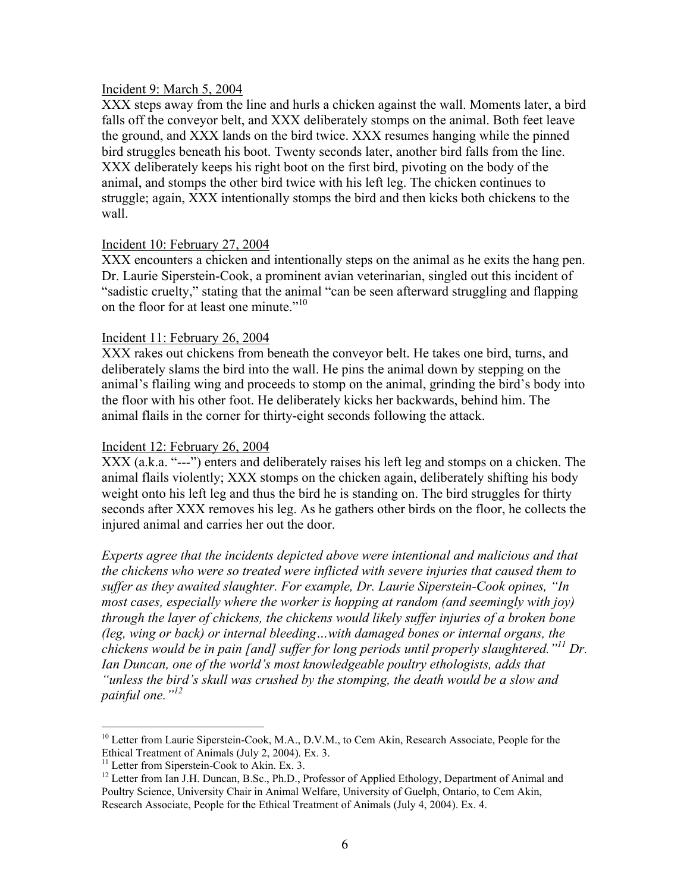Incident 9: March 5, 2004

XXX steps away from the line and hurls a chicken against the wall. Moments later, a bird falls off the conveyor belt, and XXX deliberately stomps on the animal. Both feet leave the ground, and XXX lands on the bird twice. XXX resumes hanging while the pinned bird struggles beneath his boot. Twenty seconds later, another bird falls from the line. XXX deliberately keeps his right boot on the first bird, pivoting on the body of the animal, and stomps the other bird twice with his left leg. The chicken continues to struggle; again, XXX intentionally stomps the bird and then kicks both chickens to the wall.

Incident 10: February 27, 2004

XXX encounters a chicken and intentionally steps on the animal as he exits the hang pen. Dr. Laurie Siperstein-Cook, a prominent avian veterinarian, singled out this incident of "sadistic cruelty," stating that the animal "can be seen afterward struggling and flapping on the floor for at least one minute."[10]

Incident 11: February 26, 2004

XXX rakes out chickens from beneath the conveyor belt. He takes one bird, turns, and deliberately slams the bird into the wall. He pins the animal down by stepping on the animal's flailing wing and proceeds to stomp on the animal, grinding the bird's body into the floor with his other foot. He deliberately kicks her backwards, behind him. The animal flails in the corner for thirty-eight seconds following the attack.

Incident 12: February 26, 2004

XXX (a.k.a. "---") enters and deliberately raises his left leg and stomps on a chicken. The animal flails violently; XXX stomps on the chicken again, deliberately shifting his body weight onto his left leg and thus the bird he is standing on. The bird struggles for thirty seconds after XXX removes his leg. As he gathers other birds on the floor, he collects the injured animal and carries her out the door.

*Experts agree that the incidents depicted above were intentional and malicious and that the chickens who were so treated were inflicted with severe injuries that caused them to suffer as they awaited slaughter. For example, Dr. Laurie Siperstein-Cook opines, "In most cases, especially where the worker is hopping at random (and seemingly with joy) through the layer of chickens, the chickens would likely suffer injuries of a broken bone (leg, wing or back) or internal bleeding…with damaged bones or internal organs, the chickens would be in pain [and] suffer for long periods until properly slaughtered."[11] Dr. Ian Duncan, one of the world's most knowledgeable poultry ethologists, adds that "unless the bird's skull was crushed by the stomping, the death would be a slow and painful one."[12]*

---

[10] Letter from Laurie Siperstein-Cook, M.A., D.V.M., to Cem Akin, Research Associate, People for the Ethical Treatment of Animals (July 2, 2004). Ex. 3.

[11] Letter from Siperstein-Cook to Akin. Ex. 3.

[12] Letter from Ian J.H. Duncan, B.Sc., Ph.D., Professor of Applied Ethology, Department of Animal and Poultry Science, University Chair in Animal Welfare, University of Guelph, Ontario, to Cem Akin, Research Associate, People for the Ethical Treatment of Animals (July 4, 2004). Ex. 4.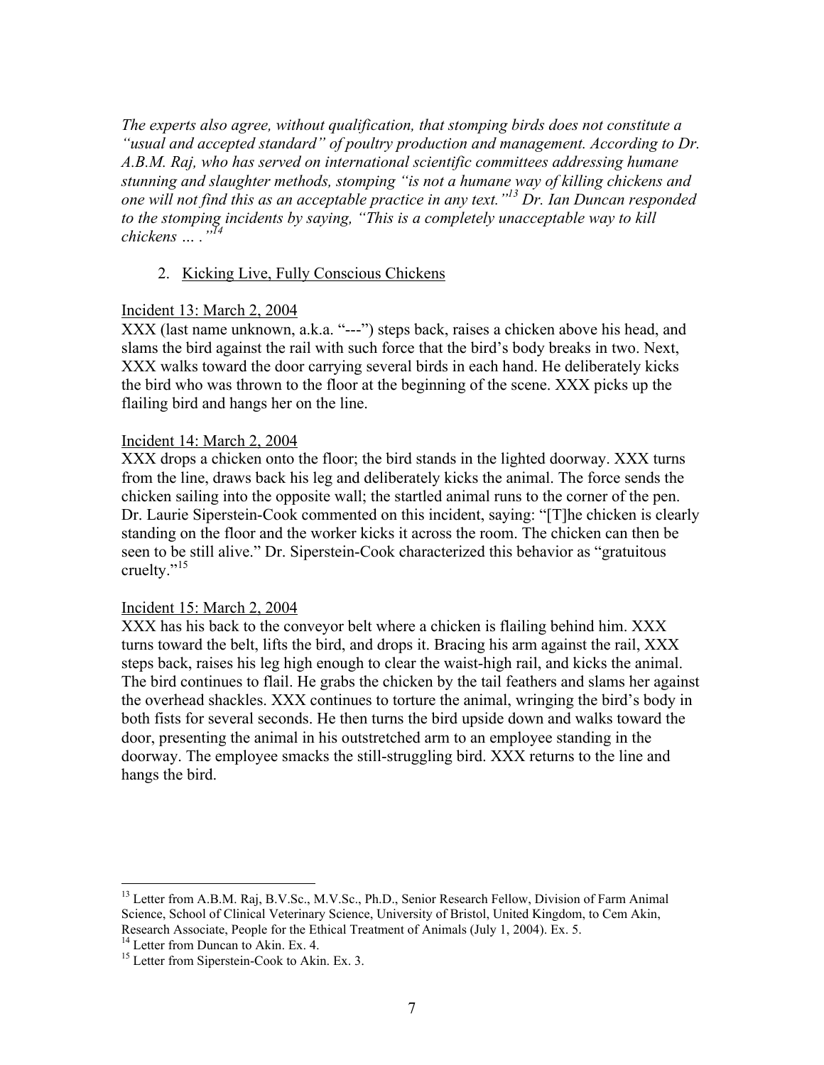*The experts also agree, without qualification, that stomping birds does not constitute a "usual and accepted standard" of poultry production and management. According to Dr. A.B.M. Raj, who has served on international scientific committees addressing humane stunning and slaughter methods, stomping "is not a humane way of killing chickens and one will not find this as an acceptable practice in any text."[13] Dr. Ian Duncan responded to the stomping incidents by saying, "This is a completely unacceptable way to kill chickens … ."[14]*

2. Kicking Live, Fully Conscious Chickens

Incident 13: March 2, 2004

XXX (last name unknown, a.k.a. "---") steps back, raises a chicken above his head, and slams the bird against the rail with such force that the bird's body breaks in two. Next, XXX walks toward the door carrying several birds in each hand. He deliberately kicks the bird who was thrown to the floor at the beginning of the scene. XXX picks up the flailing bird and hangs her on the line.

Incident 14: March 2, 2004

XXX drops a chicken onto the floor; the bird stands in the lighted doorway. XXX turns from the line, draws back his leg and deliberately kicks the animal. The force sends the chicken sailing into the opposite wall; the startled animal runs to the corner of the pen. Dr. Laurie Siperstein-Cook commented on this incident, saying: "[T]he chicken is clearly standing on the floor and the worker kicks it across the room. The chicken can then be seen to be still alive." Dr. Siperstein-Cook characterized this behavior as "gratuitous cruelty."[15]

Incident 15: March 2, 2004

XXX has his back to the conveyor belt where a chicken is flailing behind him. XXX turns toward the belt, lifts the bird, and drops it. Bracing his arm against the rail, XXX steps back, raises his leg high enough to clear the waist-high rail, and kicks the animal. The bird continues to flail. He grabs the chicken by the tail feathers and slams her against the overhead shackles. XXX continues to torture the animal, wringing the bird's body in both fists for several seconds. He then turns the bird upside down and walks toward the door, presenting the animal in his outstretched arm to an employee standing in the doorway. The employee smacks the still-struggling bird. XXX returns to the line and hangs the bird.

---

[13] Letter from A.B.M. Raj, B.V.Sc., M.V.Sc., Ph.D., Senior Research Fellow, Division of Farm Animal Science, School of Clinical Veterinary Science, University of Bristol, United Kingdom, to Cem Akin, Research Associate, People for the Ethical Treatment of Animals (July 1, 2004). Ex. 5.

[14] Letter from Duncan to Akin. Ex. 4.

[15] Letter from Siperstein-Cook to Akin. Ex. 3.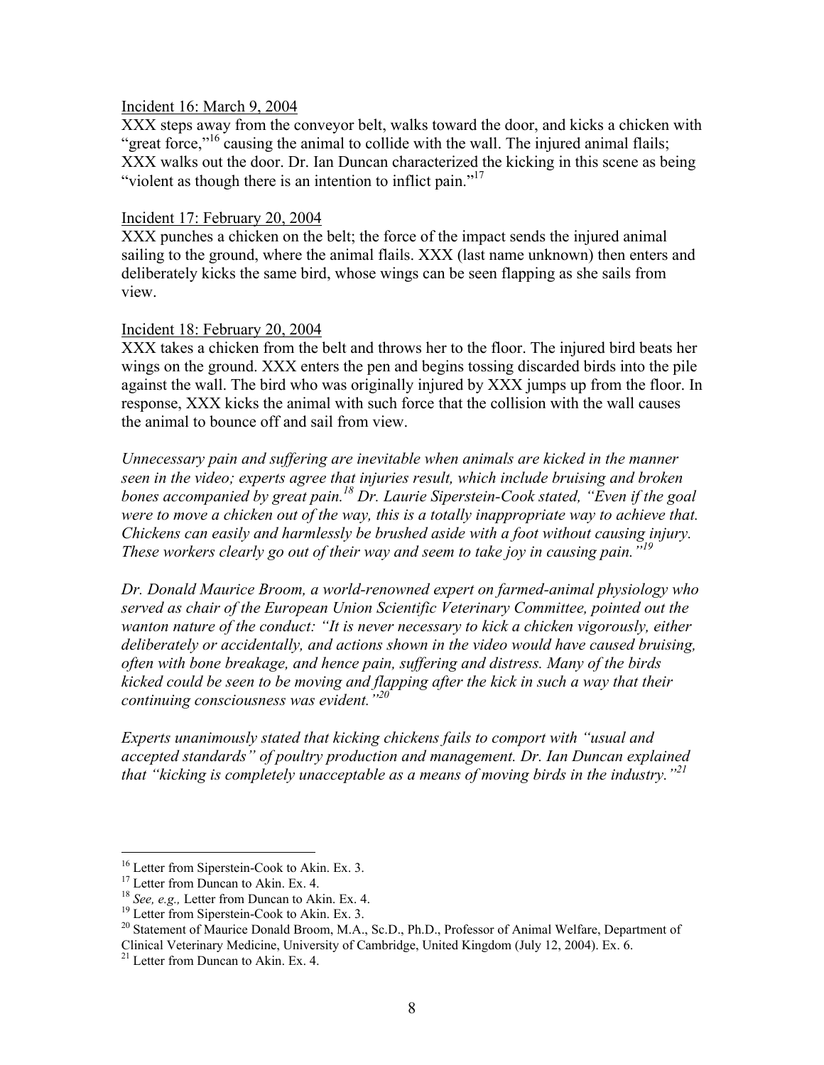Incident 16: March 9, 2004

XXX steps away from the conveyor belt, walks toward the door, and kicks a chicken with "great force,"[16] causing the animal to collide with the wall. The injured animal flails; XXX walks out the door. Dr. Ian Duncan characterized the kicking in this scene as being "violent as though there is an intention to inflict pain."[17]

Incident 17: February 20, 2004

XXX punches a chicken on the belt; the force of the impact sends the injured animal sailing to the ground, where the animal flails. XXX (last name unknown) then enters and deliberately kicks the same bird, whose wings can be seen flapping as she sails from view.

Incident 18: February 20, 2004

XXX takes a chicken from the belt and throws her to the floor. The injured bird beats her wings on the ground. XXX enters the pen and begins tossing discarded birds into the pile against the wall. The bird who was originally injured by XXX jumps up from the floor. In response, XXX kicks the animal with such force that the collision with the wall causes the animal to bounce off and sail from view.

*Unnecessary pain and suffering are inevitable when animals are kicked in the manner seen in the video; experts agree that injuries result, which include bruising and broken bones accompanied by great pain.*[18] *Dr. Laurie Siperstein-Cook stated, "Even if the goal were to move a chicken out of the way, this is a totally inappropriate way to achieve that. Chickens can easily and harmlessly be brushed aside with a foot without causing injury. These workers clearly go out of their way and seem to take joy in causing pain."*[19]

*Dr. Donald Maurice Broom, a world-renowned expert on farmed-animal physiology who served as chair of the European Union Scientific Veterinary Committee, pointed out the wanton nature of the conduct: "It is never necessary to kick a chicken vigorously, either deliberately or accidentally, and actions shown in the video would have caused bruising, often with bone breakage, and hence pain, suffering and distress. Many of the birds kicked could be seen to be moving and flapping after the kick in such a way that their continuing consciousness was evident."*[20]

*Experts unanimously stated that kicking chickens fails to comport with "usual and accepted standards" of poultry production and management. Dr. Ian Duncan explained that "kicking is completely unacceptable as a means of moving birds in the industry."*[21]

---

[16] Letter from Siperstein-Cook to Akin. Ex. 3.

[17] Letter from Duncan to Akin. Ex. 4.

[18] *See, e.g.,* Letter from Duncan to Akin. Ex. 4.

[19] Letter from Siperstein-Cook to Akin. Ex. 3.

[20] Statement of Maurice Donald Broom, M.A., Sc.D., Ph.D., Professor of Animal Welfare, Department of Clinical Veterinary Medicine, University of Cambridge, United Kingdom (July 12, 2004). Ex. 6.

[21] Letter from Duncan to Akin. Ex. 4.